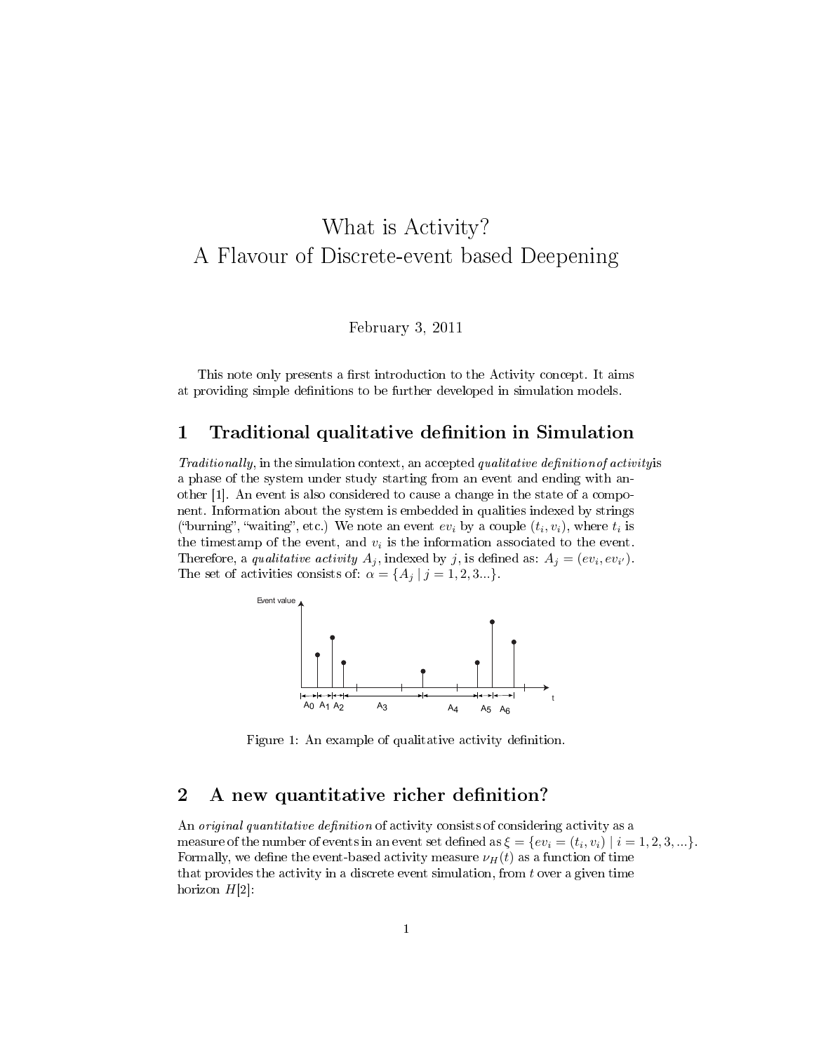# What is Activity?
# A Flavour of Discrete-event based Deepening

February 3, 2011

This note only presents a first introduction to the Activity concept. It aims at providing simple definitions to be further developed in simulation models.

## 1 Traditional qualitative definition in Simulation

*Traditionally*, in the simulation context, an accepted *qualitative definition of activity* is a phase of the system under study starting from an event and ending with another [1]. An event is also considered to cause a change in the state of a component. Information about the system is embedded in qualities indexed by strings ("burning", "waiting", etc.) We note an event $ev_i$ by a couple $(t_i, v_i)$, where $t_i$ is the timestamp of the event, and $v_i$ is the information associated to the event. Therefore, a *qualitative activity* $A_j$, indexed by $j$, is defined as: $A_j = (ev_i, ev_{i'})$. The set of activities consists of: $\alpha = \{A_j \mid j = 1, 2, 3...\}$.

Figure 1: An example of qualitative activity definition.

## 2 A new quantitative richer definition?

An *original quantitative definition* of activity consists of considering activity as a measure of the number of events in an event set defined as $\xi = \{ev_i = (t_i, v_i) \mid i = 1, 2, 3, ...\}$. Formally, we define the event-based activity measure $\nu_H(t)$ as a function of time that provides the activity in a discrete event simulation, from $t$ over a given time horizon $H$[2]: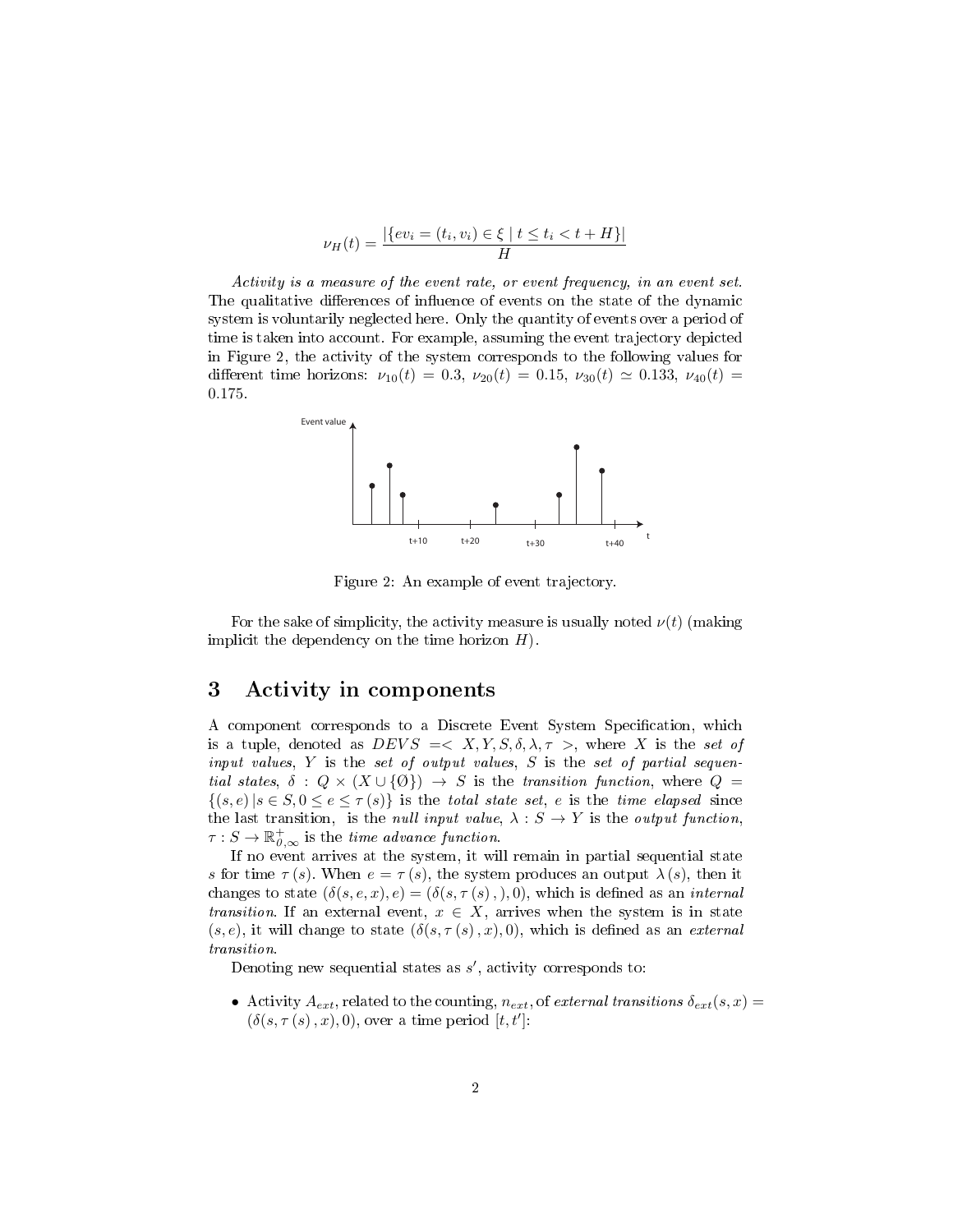$$\nu_H(t) = \frac{|\{ev_i = (t_i, v_i) \in \xi \mid t \leq t_i < t + H\}|}{H}$$

*Activity is a measure of the event rate, or event frequency, in an event set.* The qualitative differences of influence of events on the state of the dynamic system is voluntarily neglected here. Only the quantity of events over a period of time is taken into account. For example, assuming the event trajectory depicted in Figure 2, the activity of the system corresponds to the following values for different time horizons: $\nu_{10}(t) = 0.3$, $\nu_{20}(t) = 0.15$, $\nu_{30}(t) \simeq 0.133$, $\nu_{40}(t) = 0.175$.

Figure 2: An example of event trajectory.

For the sake of simplicity, the activity measure is usually noted $\nu(t)$ (making implicit the dependency on the time horizon $H$).

## 3 Activity in components

A component corresponds to a Discrete Event System Specification, which is a tuple, denoted as $DEVS = < X, Y, S, \delta, \lambda, \tau >$, where $X$ is the *set of input values*, $Y$ is the *set of output values*, $S$ is the *set of partial sequential states*, $\delta : Q \times (X \cup \{\emptyset\}) \to S$ is the *transition function*, where $Q = \{(s, e) \,|s \in S, 0 \leq e \leq \tau\,(s)\}$ is the *total state set*, $e$ is the *time elapsed* since the last transition, is the *null input value*, $\lambda : S \to Y$ is the *output function*, $\tau : S \to \mathbb{R}^+_{0,\infty}$ is the *time advance function*.

If no event arrives at the system, it will remain in partial sequential state $s$ for time $\tau\,(s)$. When $e = \tau\,(s)$, the system produces an output $\lambda\,(s)$, then it changes to state $(\delta(s, e, x), e) = (\delta(s, \tau\,(s)\,, ), 0)$, which is defined as an *internal transition*. If an external event, $x \in X$, arrives when the system is in state $(s, e)$, it will change to state $(\delta(s, \tau\,(s)\,, x), 0)$, which is defined as an *external transition*.

Denoting new sequential states as $s'$, activity corresponds to:

- Activity $A_{ext}$, related to the counting, $n_{ext}$, of *external transitions* $\delta_{ext}(s, x) = (\delta(s, \tau\,(s)\,, x), 0)$, over a time period $[t, t']$: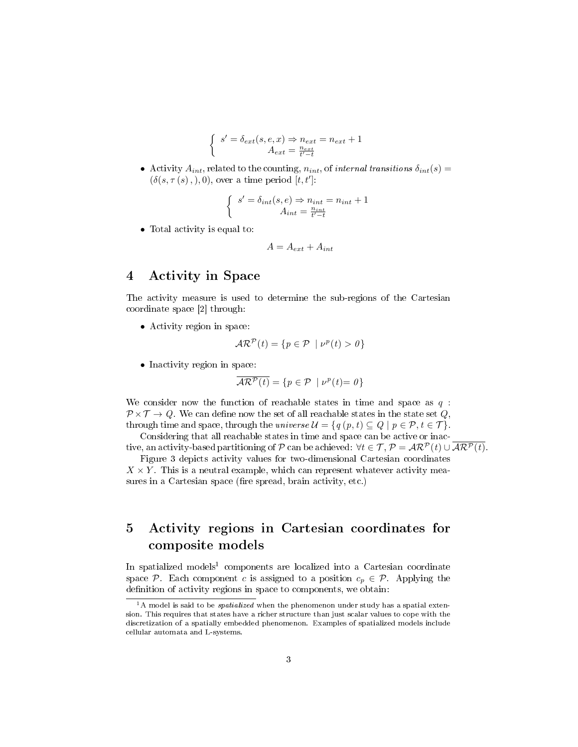$$\left\{ \begin{array}{c} s' = \delta_{ext}(s, e, x) \Rightarrow n_{ext} = n_{ext} + 1 \\ A_{ext} = \frac{n_{ext}}{t' - t} \end{array} \right.$$

- Activity $A_{int}$, related to the counting, $n_{int}$, of *internal transitions* $\delta_{int}(s) = (\delta(s, \tau(s), ), 0)$, over a time period $[t, t']$:

$$\left\{ \begin{array}{c} s' = \delta_{int}(s, e) \Rightarrow n_{int} = n_{int} + 1 \\ A_{int} = \frac{n_{int}}{t' - t} \end{array} \right.$$

- Total activity is equal to:

$$A = A_{ext} + A_{int}$$

## 4 Activity in Space

The activity measure is used to determine the sub-regions of the Cartesian coordinate space [2] through:

- Activity region in space:

$$\mathcal{AR}^{\mathcal{P}}(t) = \{p \in \mathcal{P} \mid \nu^{p}(t) > 0\}$$

- Inactivity region in space:

$$\overline{\mathcal{AR}^{\mathcal{P}}(t)} = \{p \in \mathcal{P} \mid \nu^{p}(t) = 0\}$$

We consider now the function of reachable states in time and space as $q : \mathcal{P} \times \mathcal{T} \rightarrow Q$. We can define now the set of all reachable states in the state set $Q$, through time and space, through the *universe* $\mathcal{U} = \{q(p, t) \subseteq Q \mid p \in \mathcal{P}, t \in \mathcal{T}\}$.

Considering that all reachable states in time and space can be active or inactive, an activity-based partitioning of $\mathcal{P}$ can be achieved: $\forall t \in \mathcal{T}, \mathcal{P} = \mathcal{AR}^{\mathcal{P}}(t) \cup \overline{\mathcal{AR}^{\mathcal{P}}(t)}$.

Figure 3 depicts activity values for two-dimensional Cartesian coordinates $X \times Y$. This is a neutral example, which can represent whatever activity measures in a Cartesian space (fire spread, brain activity, etc.)

## 5 Activity regions in Cartesian coordinates for composite models

In spatialized models[1] components are localized into a Cartesian coordinate space $\mathcal{P}$. Each component $c$ is assigned to a position $c_p \in \mathcal{P}$. Applying the definition of activity regions in space to components, we obtain:

[1] A model is said to be *spatialized* when the phenomenon under study has a spatial extension. This requires that states have a richer structure than just scalar values to cope with the discretization of a spatially embedded phenomenon. Examples of spatialized models include cellular automata and L-systems.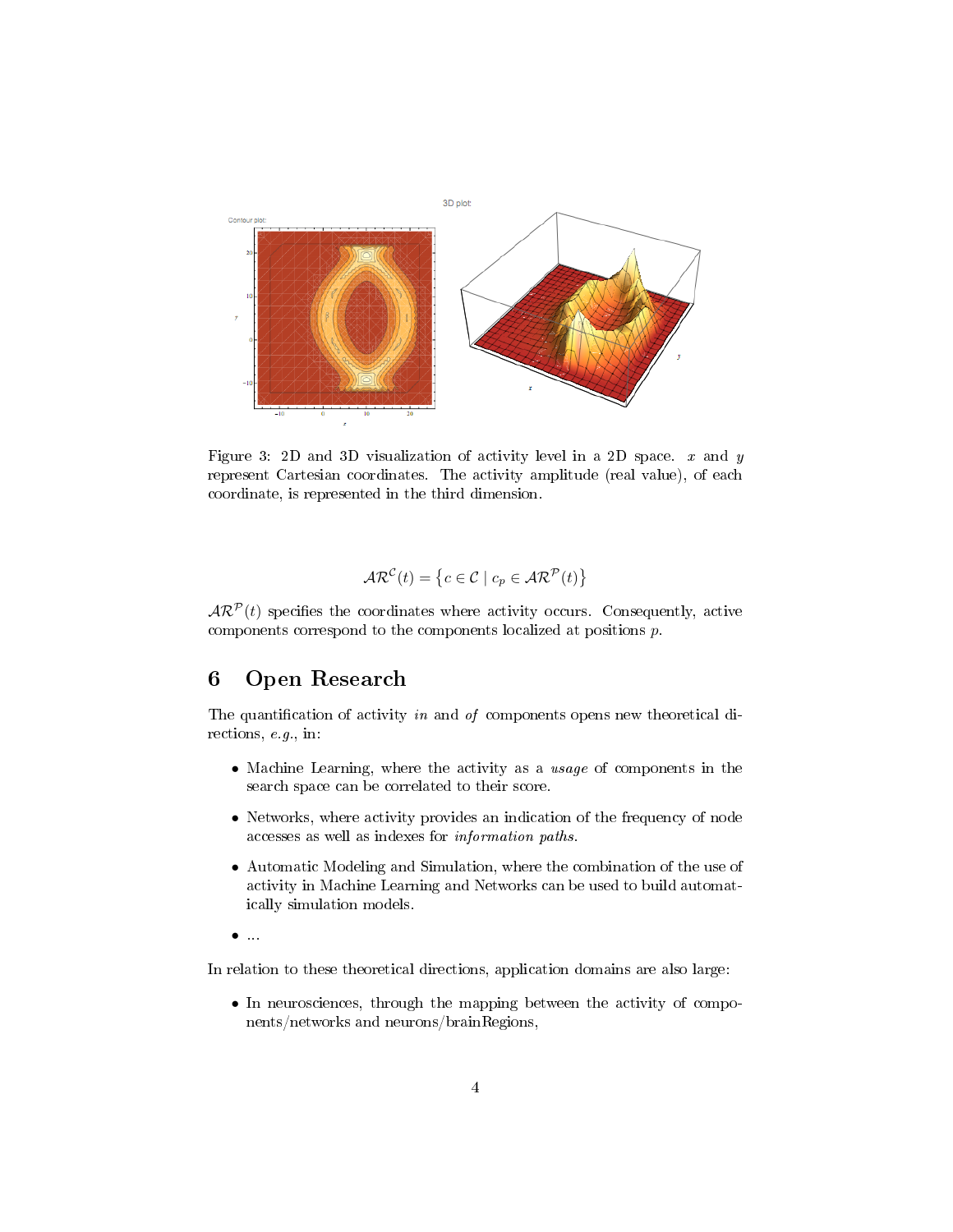Figure 3: 2D and 3D visualization of activity level in a 2D space. $x$ and $y$ represent Cartesian coordinates. The activity amplitude (real value), of each coordinate, is represented in the third dimension.

$$\mathcal{AR}^{\mathcal{C}}(t) = \left\{ c \in \mathcal{C} \mid c_p \in \mathcal{AR}^{\mathcal{P}}(t) \right\}$$

$\mathcal{AR}^{\mathcal{P}}(t)$ specifies the coordinates where activity occurs. Consequently, active components correspond to the components localized at positions $p$.

## 6 Open Research

The quantification of activity *in* and *of* components opens new theoretical directions, *e.g.*, in:

- Machine Learning, where the activity as a *usage* of components in the search space can be correlated to their score.
- Networks, where activity provides an indication of the frequency of node accesses as well as indexes for *information paths*.
- Automatic Modeling and Simulation, where the combination of the use of activity in Machine Learning and Networks can be used to build automatically simulation models.
- ...

In relation to these theoretical directions, application domains are also large:

- In neurosciences, through the mapping between the activity of components/networks and neurons/brainRegions,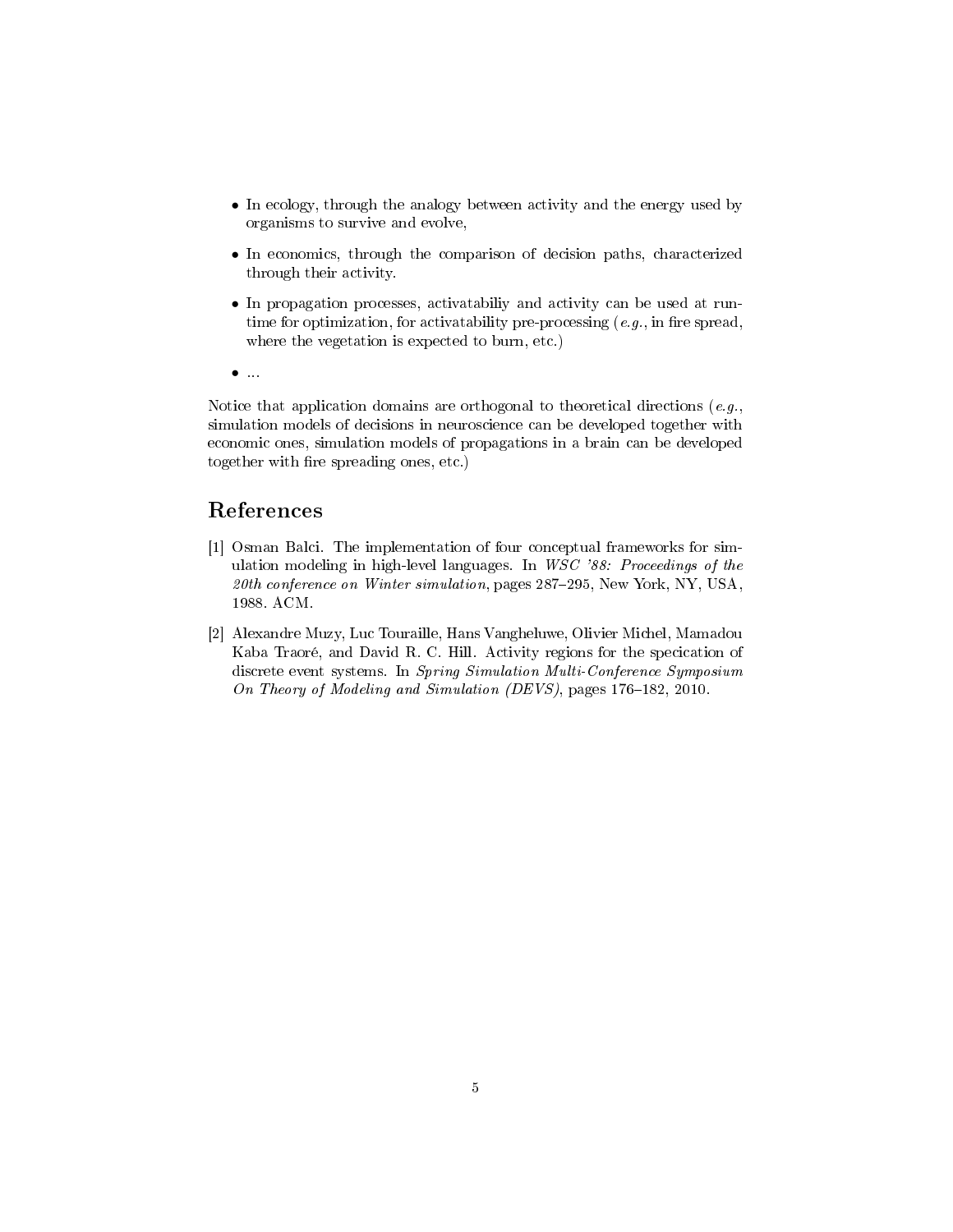- In ecology, through the analogy between activity and the energy used by organisms to survive and evolve,
- In economics, through the comparison of decision paths, characterized through their activity.
- In propagation processes, activatabiliy and activity can be used at run-time for optimization, for activatability pre-processing (*e.g.*, in fire spread, where the vegetation is expected to burn, etc.)
- ...

Notice that application domains are orthogonal to theoretical directions (*e.g.*, simulation models of decisions in neuroscience can be developed together with economic ones, simulation models of propagations in a brain can be developed together with fire spreading ones, etc.)

## References

[1] Osman Balci. The implementation of four conceptual frameworks for simulation modeling in high-level languages. In *WSC '88: Proceedings of the 20th conference on Winter simulation*, pages 287–295, New York, NY, USA, 1988. ACM.

[2] Alexandre Muzy, Luc Touraille, Hans Vangheluwe, Olivier Michel, Mamadou Kaba Traoré, and David R. C. Hill. Activity regions for the specication of discrete event systems. In *Spring Simulation Multi-Conference Symposium On Theory of Modeling and Simulation (DEVS)*, pages 176–182, 2010.